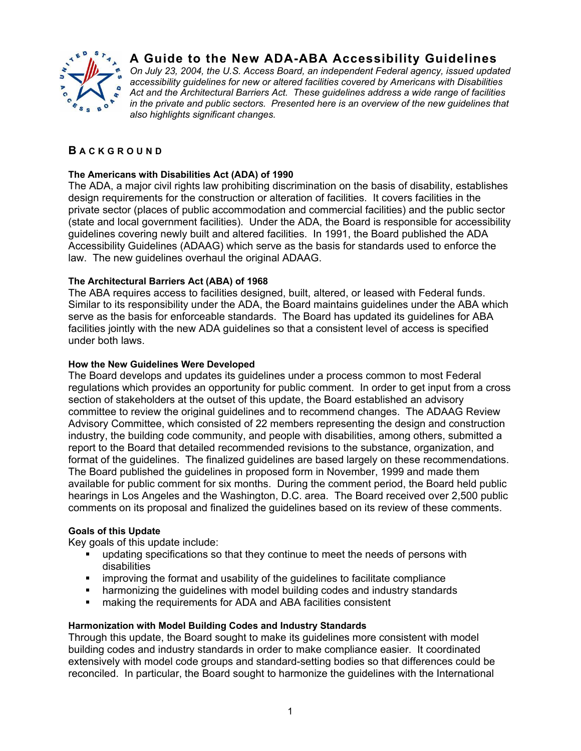# A Guide to the New ADA-ABA Accessibility Guidelines

*On July 23, 2004, the U.S. Access Board, an independent Federal agency, issued updated accessibility guidelines for new or altered facilities covered by Americans with Disabilities Act and the Architectural Barriers Act. These guidelines address a wide range of facilities in the private and public sectors. Presented here is an overview of the new guidelines that also highlights significant changes.*

## BACKGROUND

### The Americans with Disabilities Act (ADA) of 1990

The ADA, a major civil rights law prohibiting discrimination on the basis of disability, establishes design requirements for the construction or alteration of facilities. It covers facilities in the private sector (places of public accommodation and commercial facilities) and the public sector (state and local government facilities). Under the ADA, the Board is responsible for accessibility guidelines covering newly built and altered facilities. In 1991, the Board published the ADA Accessibility Guidelines (ADAAG) which serve as the basis for standards used to enforce the law. The new guidelines overhaul the original ADAAG.

### The Architectural Barriers Act (ABA) of 1968

The ABA requires access to facilities designed, built, altered, or leased with Federal funds. Similar to its responsibility under the ADA, the Board maintains guidelines under the ABA which serve as the basis for enforceable standards. The Board has updated its guidelines for ABA facilities jointly with the new ADA guidelines so that a consistent level of access is specified under both laws.

### How the New Guidelines Were Developed

The Board develops and updates its guidelines under a process common to most Federal regulations which provides an opportunity for public comment. In order to get input from a cross section of stakeholders at the outset of this update, the Board established an advisory committee to review the original guidelines and to recommend changes. The ADAAG Review Advisory Committee, which consisted of 22 members representing the design and construction industry, the building code community, and people with disabilities, among others, submitted a report to the Board that detailed recommended revisions to the substance, organization, and format of the guidelines. The finalized guidelines are based largely on these recommendations. The Board published the guidelines in proposed form in November, 1999 and made them available for public comment for six months. During the comment period, the Board held public hearings in Los Angeles and the Washington, D.C. area. The Board received over 2,500 public comments on its proposal and finalized the guidelines based on its review of these comments.

### Goals of this Update

Key goals of this update include:

- updating specifications so that they continue to meet the needs of persons with disabilities
- improving the format and usability of the guidelines to facilitate compliance
- harmonizing the guidelines with model building codes and industry standards
- making the requirements for ADA and ABA facilities consistent

### Harmonization with Model Building Codes and Industry Standards

Through this update, the Board sought to make its guidelines more consistent with model building codes and industry standards in order to make compliance easier. It coordinated extensively with model code groups and standard-setting bodies so that differences could be reconciled. In particular, the Board sought to harmonize the guidelines with the International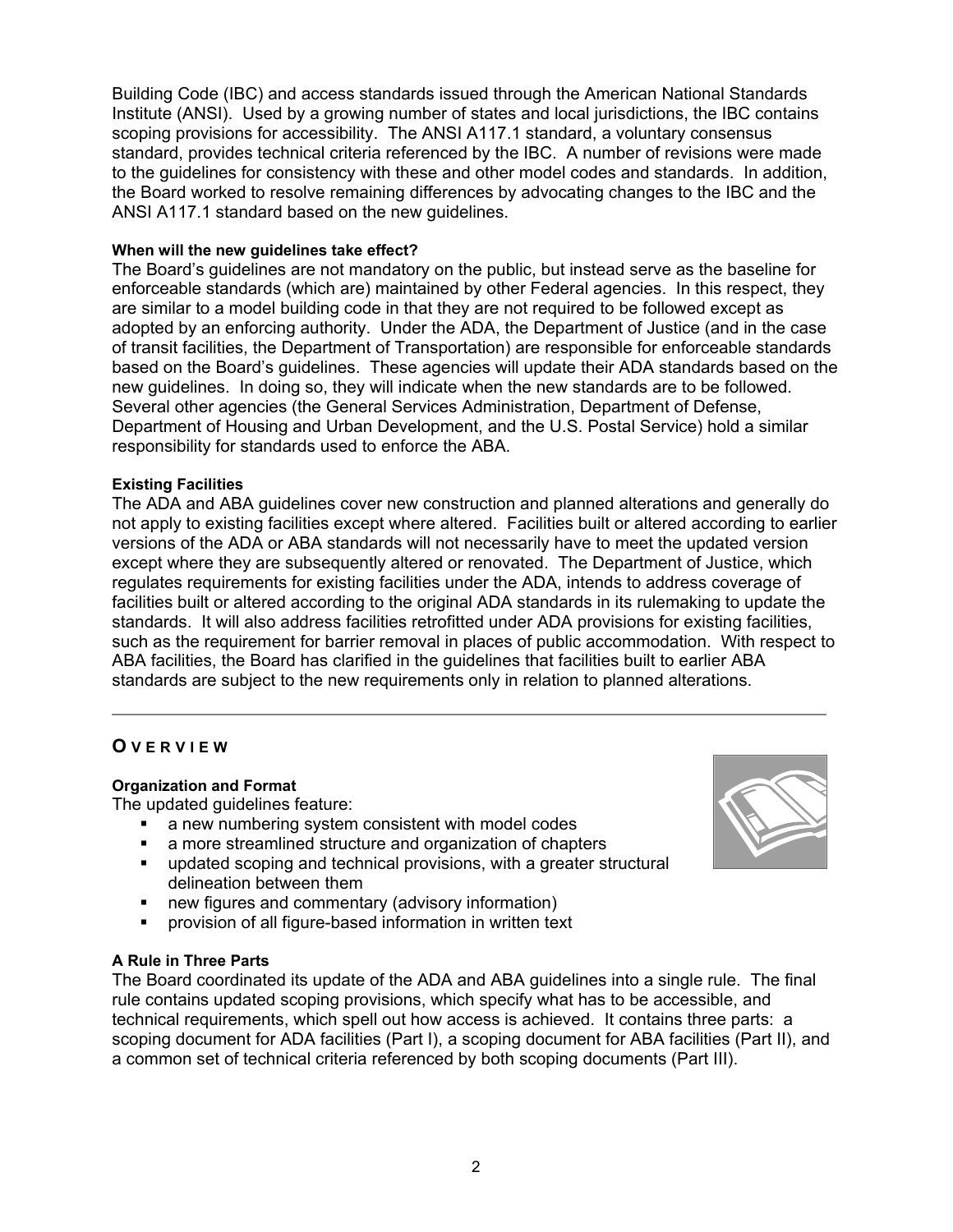Building Code (IBC) and access standards issued through the American National Standards Institute (ANSI). Used by a growing number of states and local jurisdictions, the IBC contains scoping provisions for accessibility. The ANSI A117.1 standard, a voluntary consensus standard, provides technical criteria referenced by the IBC. A number of revisions were made to the guidelines for consistency with these and other model codes and standards. In addition, the Board worked to resolve remaining differences by advocating changes to the IBC and the ANSI A117.1 standard based on the new guidelines.

#### When will the new guidelines take effect?

The Board's guidelines are not mandatory on the public, but instead serve as the baseline for enforceable standards (which are) maintained by other Federal agencies. In this respect, they are similar to a model building code in that they are not required to be followed except as adopted by an enforcing authority. Under the ADA, the Department of Justice (and in the case of transit facilities, the Department of Transportation) are responsible for enforceable standards based on the Board's guidelines. These agencies will update their ADA standards based on the new guidelines. In doing so, they will indicate when the new standards are to be followed. Several other agencies (the General Services Administration, Department of Defense, Department of Housing and Urban Development, and the U.S. Postal Service) hold a similar responsibility for standards used to enforce the ABA.

#### Existing Facilities

The ADA and ABA guidelines cover new construction and planned alterations and generally do not apply to existing facilities except where altered. Facilities built or altered according to earlier versions of the ADA or ABA standards will not necessarily have to meet the updated version except where they are subsequently altered or renovated. The Department of Justice, which regulates requirements for existing facilities under the ADA, intends to address coverage of facilities built or altered according to the original ADA standards in its rulemaking to update the standards. It will also address facilities retrofitted under ADA provisions for existing facilities, such as the requirement for barrier removal in places of public accommodation. With respect to ABA facilities, the Board has clarified in the guidelines that facilities built to earlier ABA standards are subject to the new requirements only in relation to planned alterations.

---

## OVERVIEW

#### Organization and Format

The updated guidelines feature:

- a new numbering system consistent with model codes
- a more streamlined structure and organization of chapters
- updated scoping and technical provisions, with a greater structural delineation between them
- new figures and commentary (advisory information)
- provision of all figure-based information in written text

#### A Rule in Three Parts

The Board coordinated its update of the ADA and ABA guidelines into a single rule. The final rule contains updated scoping provisions, which specify what has to be accessible, and technical requirements, which spell out how access is achieved. It contains three parts: a scoping document for ADA facilities (Part I), a scoping document for ABA facilities (Part II), and a common set of technical criteria referenced by both scoping documents (Part III).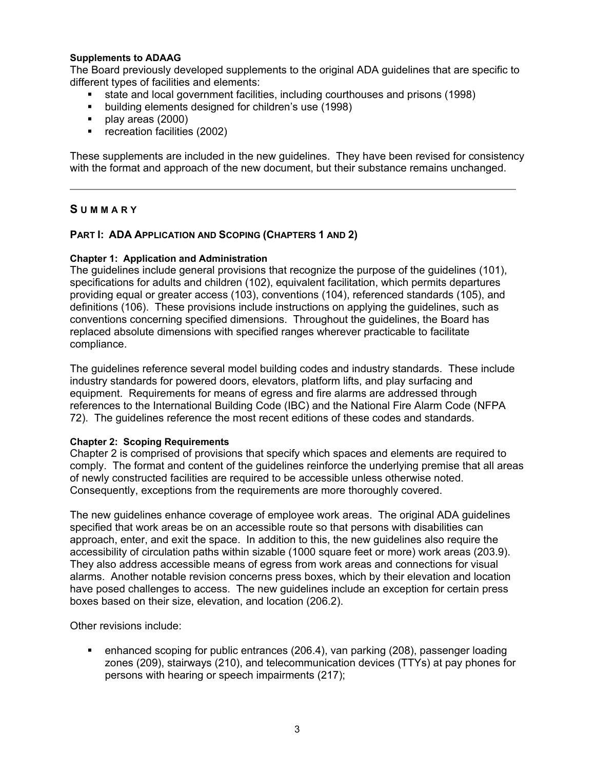**Supplements to ADAAG**

The Board previously developed supplements to the original ADA guidelines that are specific to different types of facilities and elements:

- state and local government facilities, including courthouses and prisons (1998)
- building elements designed for children's use (1998)
- play areas (2000)
- recreation facilities (2002)

These supplements are included in the new guidelines. They have been revised for consistency with the format and approach of the new document, but their substance remains unchanged.

---

## SUMMARY

### PART I: ADA APPLICATION AND SCOPING (CHAPTERS 1 AND 2)

**Chapter 1: Application and Administration**

The guidelines include general provisions that recognize the purpose of the guidelines (101), specifications for adults and children (102), equivalent facilitation, which permits departures providing equal or greater access (103), conventions (104), referenced standards (105), and definitions (106). These provisions include instructions on applying the guidelines, such as conventions concerning specified dimensions. Throughout the guidelines, the Board has replaced absolute dimensions with specified ranges wherever practicable to facilitate compliance.

The guidelines reference several model building codes and industry standards. These include industry standards for powered doors, elevators, platform lifts, and play surfacing and equipment. Requirements for means of egress and fire alarms are addressed through references to the International Building Code (IBC) and the National Fire Alarm Code (NFPA 72). The guidelines reference the most recent editions of these codes and standards.

**Chapter 2: Scoping Requirements**

Chapter 2 is comprised of provisions that specify which spaces and elements are required to comply. The format and content of the guidelines reinforce the underlying premise that all areas of newly constructed facilities are required to be accessible unless otherwise noted. Consequently, exceptions from the requirements are more thoroughly covered.

The new guidelines enhance coverage of employee work areas. The original ADA guidelines specified that work areas be on an accessible route so that persons with disabilities can approach, enter, and exit the space. In addition to this, the new guidelines also require the accessibility of circulation paths within sizable (1000 square feet or more) work areas (203.9). They also address accessible means of egress from work areas and connections for visual alarms. Another notable revision concerns press boxes, which by their elevation and location have posed challenges to access. The new guidelines include an exception for certain press boxes based on their size, elevation, and location (206.2).

Other revisions include:

- enhanced scoping for public entrances (206.4), van parking (208), passenger loading zones (209), stairways (210), and telecommunication devices (TTYs) at pay phones for persons with hearing or speech impairments (217);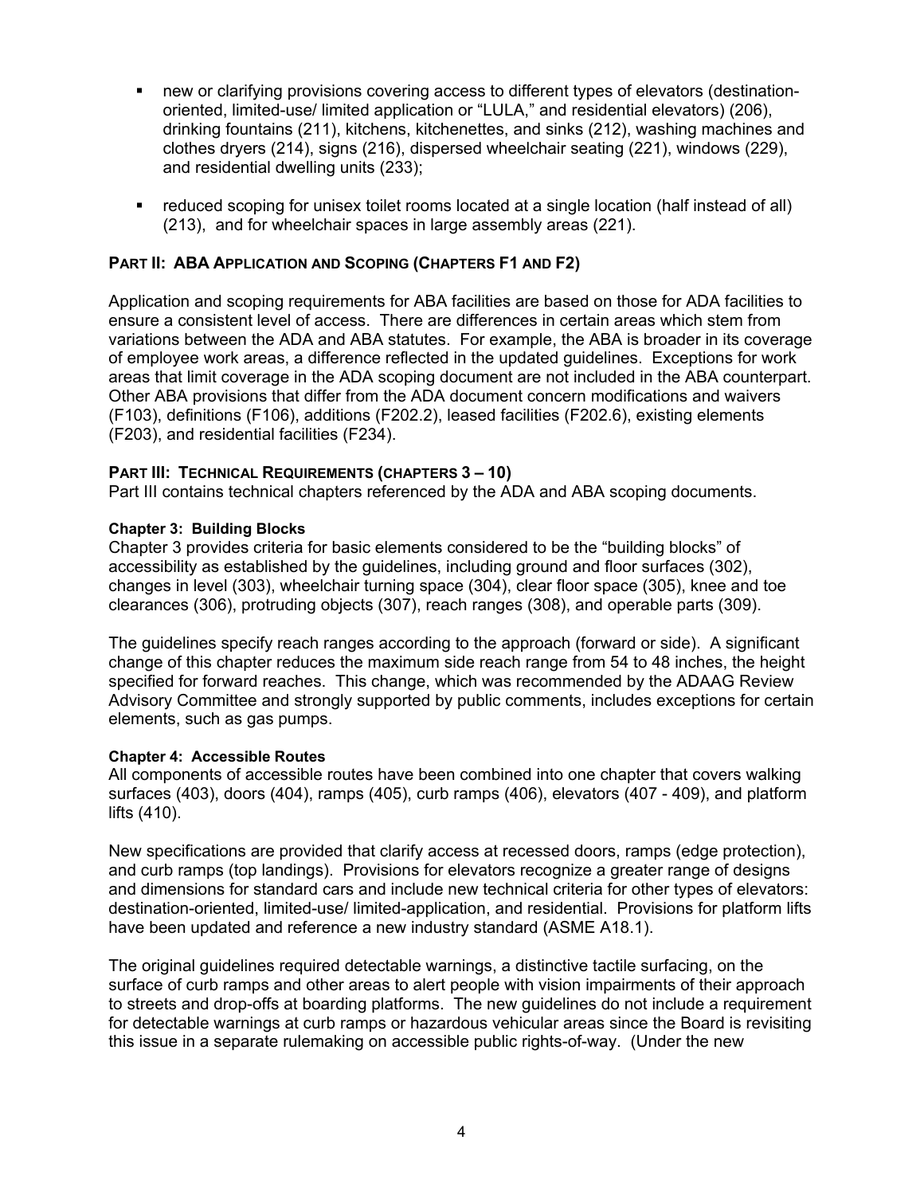- new or clarifying provisions covering access to different types of elevators (destination-oriented, limited-use/ limited application or "LULA," and residential elevators) (206), drinking fountains (211), kitchens, kitchenettes, and sinks (212), washing machines and clothes dryers (214), signs (216), dispersed wheelchair seating (221), windows (229), and residential dwelling units (233);
- reduced scoping for unisex toilet rooms located at a single location (half instead of all) (213), and for wheelchair spaces in large assembly areas (221).

## PART II: ABA APPLICATION AND SCOPING (CHAPTERS F1 AND F2)

Application and scoping requirements for ABA facilities are based on those for ADA facilities to ensure a consistent level of access. There are differences in certain areas which stem from variations between the ADA and ABA statutes. For example, the ABA is broader in its coverage of employee work areas, a difference reflected in the updated guidelines. Exceptions for work areas that limit coverage in the ADA scoping document are not included in the ABA counterpart. Other ABA provisions that differ from the ADA document concern modifications and waivers (F103), definitions (F106), additions (F202.2), leased facilities (F202.6), existing elements (F203), and residential facilities (F234).

## PART III: TECHNICAL REQUIREMENTS (CHAPTERS 3 – 10)

Part III contains technical chapters referenced by the ADA and ABA scoping documents.

### Chapter 3: Building Blocks

Chapter 3 provides criteria for basic elements considered to be the "building blocks" of accessibility as established by the guidelines, including ground and floor surfaces (302), changes in level (303), wheelchair turning space (304), clear floor space (305), knee and toe clearances (306), protruding objects (307), reach ranges (308), and operable parts (309).

The guidelines specify reach ranges according to the approach (forward or side). A significant change of this chapter reduces the maximum side reach range from 54 to 48 inches, the height specified for forward reaches. This change, which was recommended by the ADAAG Review Advisory Committee and strongly supported by public comments, includes exceptions for certain elements, such as gas pumps.

### Chapter 4: Accessible Routes

All components of accessible routes have been combined into one chapter that covers walking surfaces (403), doors (404), ramps (405), curb ramps (406), elevators (407 - 409), and platform lifts (410).

New specifications are provided that clarify access at recessed doors, ramps (edge protection), and curb ramps (top landings). Provisions for elevators recognize a greater range of designs and dimensions for standard cars and include new technical criteria for other types of elevators: destination-oriented, limited-use/ limited-application, and residential. Provisions for platform lifts have been updated and reference a new industry standard (ASME A18.1).

The original guidelines required detectable warnings, a distinctive tactile surfacing, on the surface of curb ramps and other areas to alert people with vision impairments of their approach to streets and drop-offs at boarding platforms. The new guidelines do not include a requirement for detectable warnings at curb ramps or hazardous vehicular areas since the Board is revisiting this issue in a separate rulemaking on accessible public rights-of-way. (Under the new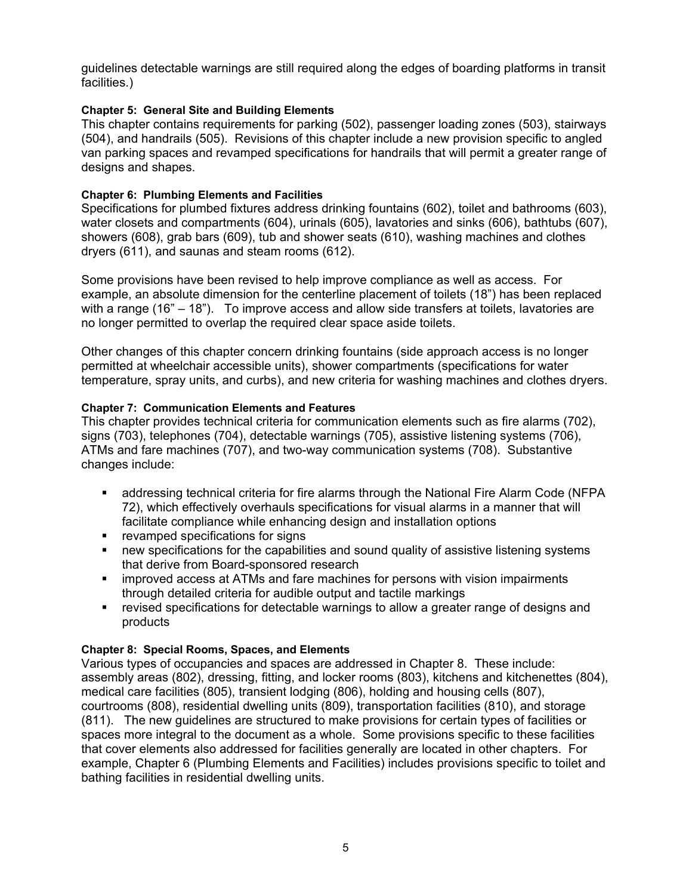guidelines detectable warnings are still required along the edges of boarding platforms in transit facilities.)

#### Chapter 5: General Site and Building Elements

This chapter contains requirements for parking (502), passenger loading zones (503), stairways (504), and handrails (505). Revisions of this chapter include a new provision specific to angled van parking spaces and revamped specifications for handrails that will permit a greater range of designs and shapes.

#### Chapter 6: Plumbing Elements and Facilities

Specifications for plumbed fixtures address drinking fountains (602), toilet and bathrooms (603), water closets and compartments (604), urinals (605), lavatories and sinks (606), bathtubs (607), showers (608), grab bars (609), tub and shower seats (610), washing machines and clothes dryers (611), and saunas and steam rooms (612).

Some provisions have been revised to help improve compliance as well as access. For example, an absolute dimension for the centerline placement of toilets (18”) has been replaced with a range (16” – 18”). To improve access and allow side transfers at toilets, lavatories are no longer permitted to overlap the required clear space aside toilets.

Other changes of this chapter concern drinking fountains (side approach access is no longer permitted at wheelchair accessible units), shower compartments (specifications for water temperature, spray units, and curbs), and new criteria for washing machines and clothes dryers.

#### Chapter 7: Communication Elements and Features

This chapter provides technical criteria for communication elements such as fire alarms (702), signs (703), telephones (704), detectable warnings (705), assistive listening systems (706), ATMs and fare machines (707), and two-way communication systems (708). Substantive changes include:

- addressing technical criteria for fire alarms through the National Fire Alarm Code (NFPA 72), which effectively overhauls specifications for visual alarms in a manner that will facilitate compliance while enhancing design and installation options
- revamped specifications for signs
- new specifications for the capabilities and sound quality of assistive listening systems that derive from Board-sponsored research
- improved access at ATMs and fare machines for persons with vision impairments through detailed criteria for audible output and tactile markings
- revised specifications for detectable warnings to allow a greater range of designs and products

#### Chapter 8: Special Rooms, Spaces, and Elements

Various types of occupancies and spaces are addressed in Chapter 8. These include: assembly areas (802), dressing, fitting, and locker rooms (803), kitchens and kitchenettes (804), medical care facilities (805), transient lodging (806), holding and housing cells (807), courtrooms (808), residential dwelling units (809), transportation facilities (810), and storage (811). The new guidelines are structured to make provisions for certain types of facilities or spaces more integral to the document as a whole. Some provisions specific to these facilities that cover elements also addressed for facilities generally are located in other chapters. For example, Chapter 6 (Plumbing Elements and Facilities) includes provisions specific to toilet and bathing facilities in residential dwelling units.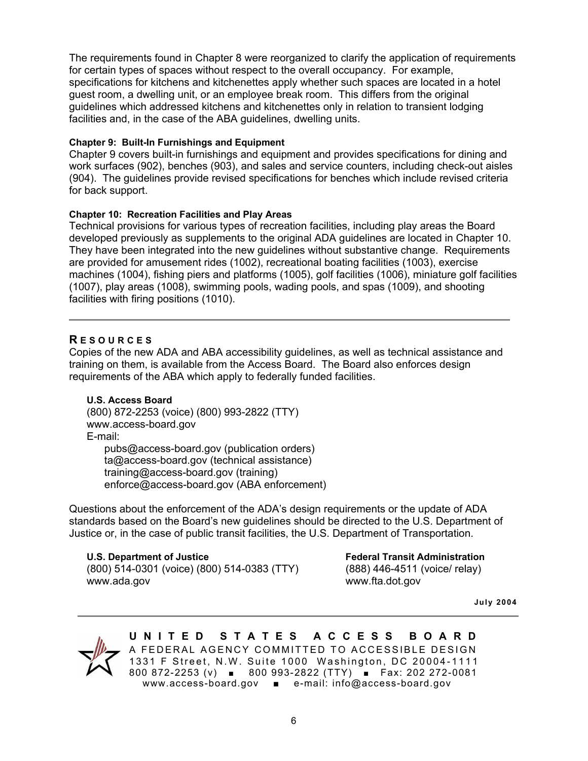The requirements found in Chapter 8 were reorganized to clarify the application of requirements for certain types of spaces without respect to the overall occupancy. For example, specifications for kitchens and kitchenettes apply whether such spaces are located in a hotel guest room, a dwelling unit, or an employee break room. This differs from the original guidelines which addressed kitchens and kitchenettes only in relation to transient lodging facilities and, in the case of the ABA guidelines, dwelling units.

#### Chapter 9: Built-In Furnishings and Equipment

Chapter 9 covers built-in furnishings and equipment and provides specifications for dining and work surfaces (902), benches (903), and sales and service counters, including check-out aisles (904). The guidelines provide revised specifications for benches which include revised criteria for back support.

#### Chapter 10: Recreation Facilities and Play Areas

Technical provisions for various types of recreation facilities, including play areas the Board developed previously as supplements to the original ADA guidelines are located in Chapter 10. They have been integrated into the new guidelines without substantive change. Requirements are provided for amusement rides (1002), recreational boating facilities (1003), exercise machines (1004), fishing piers and platforms (1005), golf facilities (1006), miniature golf facilities (1007), play areas (1008), swimming pools, wading pools, and spas (1009), and shooting facilities with firing positions (1010).

---

## RESOURCES

Copies of the new ADA and ABA accessibility guidelines, as well as technical assistance and training on them, is available from the Access Board. The Board also enforces design requirements of the ABA which apply to federally funded facilities.

**U.S. Access Board**
(800) 872-2253 (voice) (800) 993-2822 (TTY)
www.access-board.gov
E-mail:
- pubs@access-board.gov (publication orders)
- ta@access-board.gov (technical assistance)
- training@access-board.gov (training)
- enforce@access-board.gov (ABA enforcement)

Questions about the enforcement of the ADA's design requirements or the update of ADA standards based on the Board's new guidelines should be directed to the U.S. Department of Justice or, in the case of public transit facilities, the U.S. Department of Transportation.

**U.S. Department of Justice**
(800) 514-0301 (voice) (800) 514-0383 (TTY)
www.ada.gov

**Federal Transit Administration**
(888) 446-4511 (voice/ relay)
www.fta.dot.gov

**July 2004**

---

**UNITED STATES ACCESS BOARD**
A FEDERAL AGENCY COMMITTED TO ACCESSIBLE DESIGN
1331 F Street, N.W. Suite 1000 Washington, DC 20004-1111
800 872-2253 (v) ■ 800 993-2822 (TTY) ■ Fax: 202 272-0081
www.access-board.gov ■ e-mail: info@access-board.gov